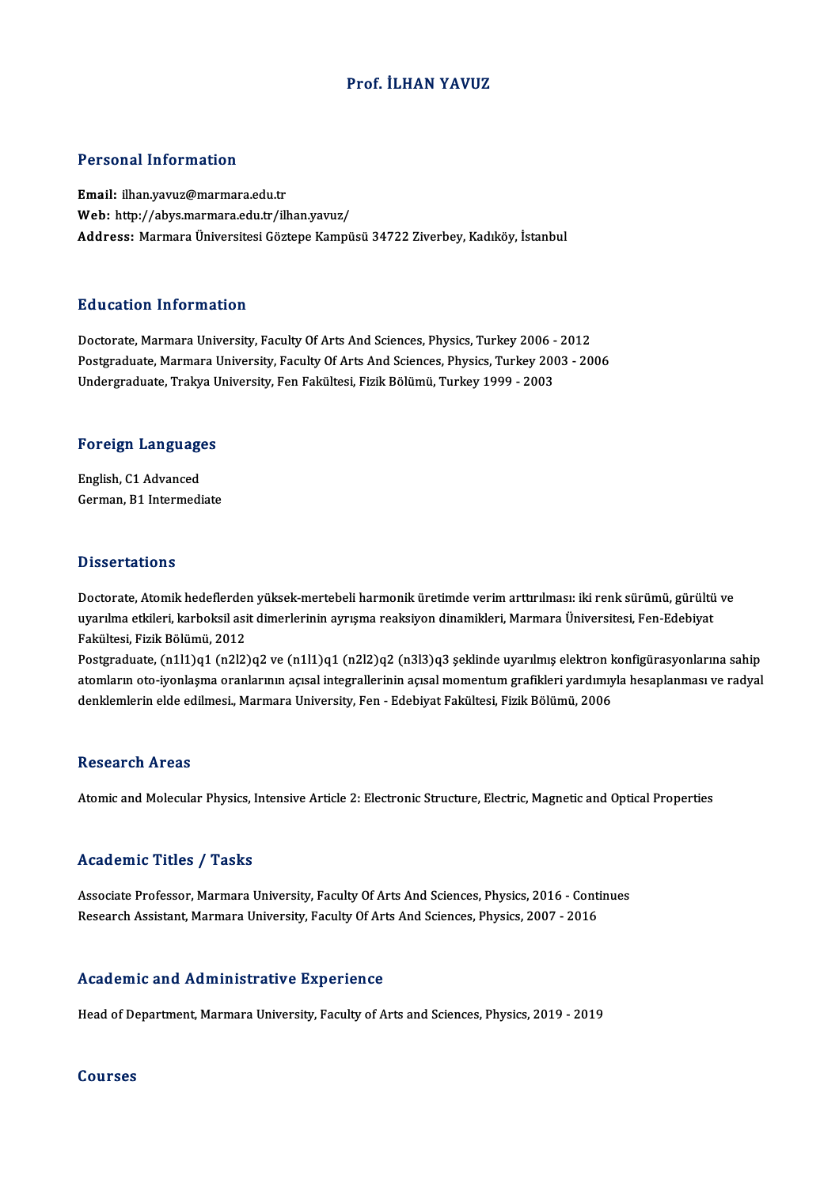# Prof. İLHAN YAVUZ

## Personal Information

**Email:** ilhan.yavuz@marmara.edu.tr
**Web:** http://abys.marmara.edu.tr/ilhan.yavuz/
**Address:** Marmara Üniversitesi Göztepe Kampüsü 34722 Ziverbey, Kadıköy, İstanbul

## Education Information

Doctorate, Marmara University, Faculty Of Arts And Sciences, Physics, Turkey 2006 - 2012
Postgraduate, Marmara University, Faculty Of Arts And Sciences, Physics, Turkey 2003 - 2006
Undergraduate, Trakya University, Fen Fakültesi, Fizik Bölümü, Turkey 1999 - 2003

## Foreign Languages

English, C1 Advanced
German, B1 Intermediate

## Dissertations

Doctorate, Atomik hedeflerden yüksek-mertebeli harmonik üretimde verim arttırılması: iki renk sürümü, gürültü ve uyarılma etkileri, karboksil asit dimerlerinin ayrışma reaksiyon dinamikleri, Marmara Üniversitesi, Fen-Edebiyat Fakültesi, Fizik Bölümü, 2012
Postgraduate, (n1l1)q1 (n2l2)q2 ve (n1l1)q1 (n2l2)q2 (n3l3)q3 şeklinde uyarılmış elektron konfigürasyonlarına sahip atomların oto-iyonlaşma oranlarının açısal integrallerinin açısal momentum grafikleri yardımıyla hesaplanması ve radyal denklemlerin elde edilmesi., Marmara University, Fen - Edebiyat Fakültesi, Fizik Bölümü, 2006

## Research Areas

Atomic and Molecular Physics, Intensive Article 2: Electronic Structure, Electric, Magnetic and Optical Properties

## Academic Titles / Tasks

Associate Professor, Marmara University, Faculty Of Arts And Sciences, Physics, 2016 - Continues
Research Assistant, Marmara University, Faculty Of Arts And Sciences, Physics, 2007 - 2016

## Academic and Administrative Experience

Head of Department, Marmara University, Faculty of Arts and Sciences, Physics, 2019 - 2019

## Courses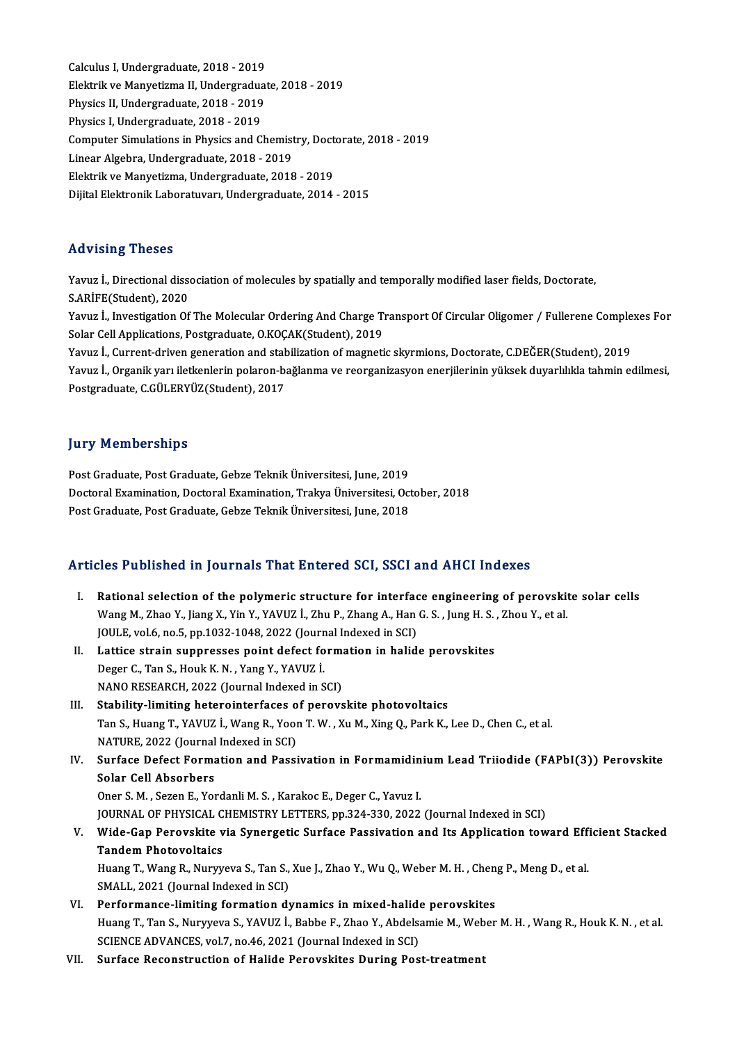Calculus I, Undergraduate, 2018 - 2019
Elektrik ve Manyetizma II, Undergraduate, 2018 - 2019
Physics II, Undergraduate, 2018 - 2019
Physics I, Undergraduate, 2018 - 2019
Computer Simulations in Physics and Chemistry, Doctorate, 2018 - 2019
Linear Algebra, Undergraduate, 2018 - 2019
Elektrik ve Manyetizma, Undergraduate, 2018 - 2019
Dijital Elektronik Laboratuvarı, Undergraduate, 2014 - 2015

## Advising Theses

Yavuz İ., Directional dissociation of molecules by spatially and temporally modified laser fields, Doctorate, S.ARİFE(Student), 2020
Yavuz İ., Investigation Of The Molecular Ordering And Charge Transport Of Circular Oligomer / Fullerene Complexes For Solar Cell Applications, Postgraduate, O.KOÇAK(Student), 2019
Yavuz İ., Current-driven generation and stabilization of magnetic skyrmions, Doctorate, C.DEĞER(Student), 2019
Yavuz İ., Organik yarı iletkenlerin polaron-bağlanma ve reorganizasyon enerjilerinin yüksek duyarlılıkla tahmin edilmesi, Postgraduate, C.GÜLERYÜZ(Student), 2017

## Jury Memberships

Post Graduate, Post Graduate, Gebze Teknik Üniversitesi, June, 2019
Doctoral Examination, Doctoral Examination, Trakya Üniversitesi, October, 2018
Post Graduate, Post Graduate, Gebze Teknik Üniversitesi, June, 2018

## Articles Published in Journals That Entered SCI, SSCI and AHCI Indexes

I. **Rational selection of the polymeric structure for interface engineering of perovskite solar cells**
Wang M., Zhao Y., Jiang X., Yin Y., YAVUZ İ., Zhu P., Zhang A., Han G. S. , Jung H. S. , Zhou Y., et al.
JOULE, vol.6, no.5, pp.1032-1048, 2022 (Journal Indexed in SCI)

II. **Lattice strain suppresses point defect formation in halide perovskites**
Deger C., Tan S., Houk K. N. , Yang Y., YAVUZ İ.
NANO RESEARCH, 2022 (Journal Indexed in SCI)

III. **Stability-limiting heterointerfaces of perovskite photovoltaics**
Tan S., Huang T., YAVUZ İ., Wang R., Yoon T. W. , Xu M., Xing Q., Park K., Lee D., Chen C., et al.
NATURE, 2022 (Journal Indexed in SCI)

IV. **Surface Defect Formation and Passivation in Formamidinium Lead Triiodide (FAPbI(3)) Perovskite Solar Cell Absorbers**
Oner S. M. , Sezen E., Yordanli M. S. , Karakoc E., Deger C., Yavuz I.
JOURNAL OF PHYSICAL CHEMISTRY LETTERS, pp.324-330, 2022 (Journal Indexed in SCI)

V. **Wide-Gap Perovskite via Synergetic Surface Passivation and Its Application toward Efficient Stacked Tandem Photovoltaics**
Huang T., Wang R., Nuryyeva S., Tan S., Xue J., Zhao Y., Wu Q., Weber M. H. , Cheng P., Meng D., et al.
SMALL, 2021 (Journal Indexed in SCI)

VI. **Performance-limiting formation dynamics in mixed-halide perovskites**
Huang T., Tan S., Nuryyeva S., YAVUZ İ., Babbe F., Zhao Y., Abdelsamie M., Weber M. H. , Wang R., Houk K. N. , et al.
SCIENCE ADVANCES, vol.7, no.46, 2021 (Journal Indexed in SCI)

VII. **Surface Reconstruction of Halide Perovskites During Post-treatment**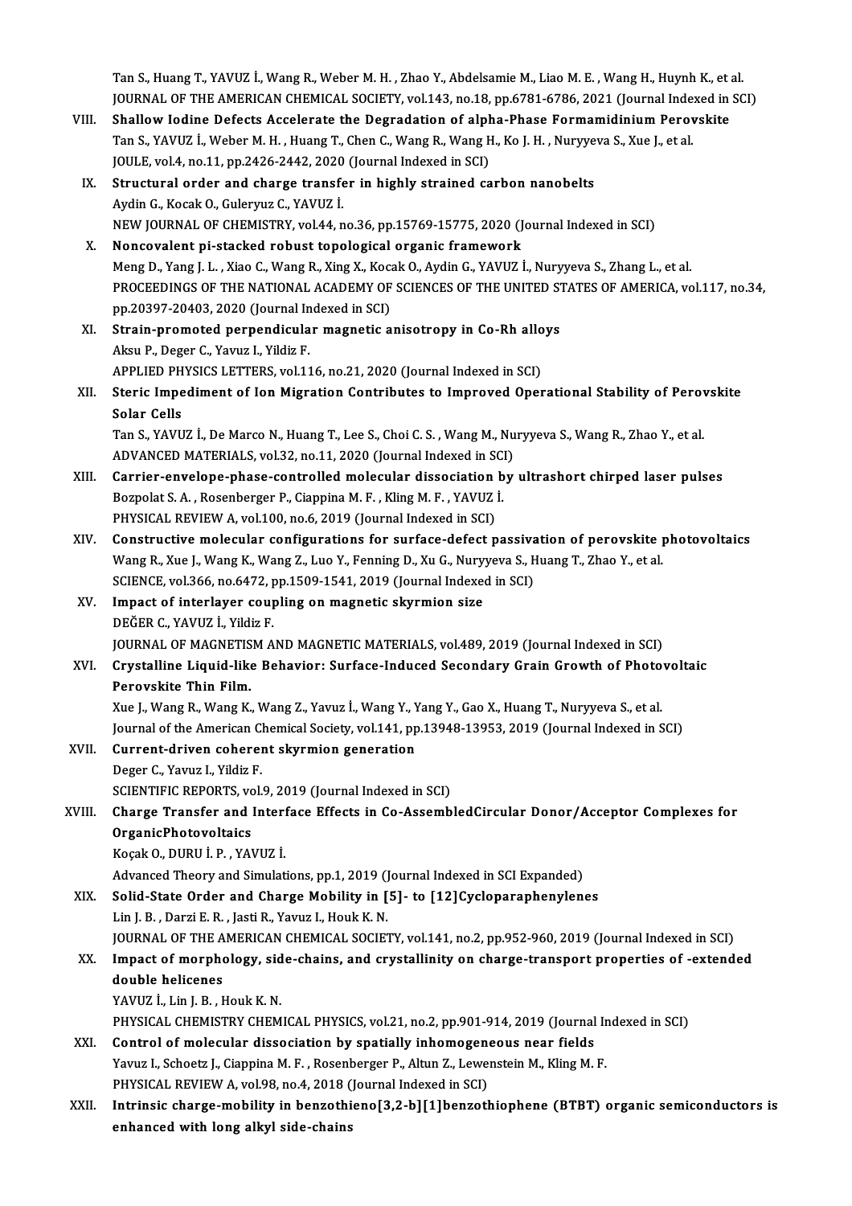Tan S., Huang T., YAVUZ İ., Wang R., Weber M. H. , Zhao Y., Abdelsamie M., Liao M. E. , Wang H., Huynh K., et al.
JOURNAL OF THE AMERICAN CHEMICAL SOCIETY, vol.143, no.18, pp.6781-6786, 2021 (Journal Indexed in SCI)

VIII. **Shallow Iodine Defects Accelerate the Degradation of alpha-Phase Formamidinium Perovskite**
Tan S., YAVUZ İ., Weber M. H. , Huang T., Chen C., Wang R., Wang H., Ko J. H. , Nuryyeva S., Xue J., et al.
JOULE, vol.4, no.11, pp.2426-2442, 2020 (Journal Indexed in SCI)

IX. **Structural order and charge transfer in highly strained carbon nanobelts**
Aydin G., Kocak O., Guleryuz C., YAVUZ İ.
NEW JOURNAL OF CHEMISTRY, vol.44, no.36, pp.15769-15775, 2020 (Journal Indexed in SCI)

X. **Noncovalent pi-stacked robust topological organic framework**
Meng D., Yang J. L. , Xiao C., Wang R., Xing X., Kocak O., Aydin G., YAVUZ İ., Nuryyeva S., Zhang L., et al.
PROCEEDINGS OF THE NATIONAL ACADEMY OF SCIENCES OF THE UNITED STATES OF AMERICA, vol.117, no.34, pp.20397-20403, 2020 (Journal Indexed in SCI)

XI. **Strain-promoted perpendicular magnetic anisotropy in Co-Rh alloys**
Aksu P., Deger C., Yavuz I., Yildiz F.
APPLIED PHYSICS LETTERS, vol.116, no.21, 2020 (Journal Indexed in SCI)

XII. **Steric Impediment of Ion Migration Contributes to Improved Operational Stability of Perovskite Solar Cells**
Tan S., YAVUZ İ., De Marco N., Huang T., Lee S., Choi C. S. , Wang M., Nuryyeva S., Wang R., Zhao Y., et al.
ADVANCED MATERIALS, vol.32, no.11, 2020 (Journal Indexed in SCI)

XIII. **Carrier-envelope-phase-controlled molecular dissociation by ultrashort chirped laser pulses**
Bozpolat S. A. , Rosenberger P., Ciappina M. F. , Kling M. F. , YAVUZ İ.
PHYSICAL REVIEW A, vol.100, no.6, 2019 (Journal Indexed in SCI)

XIV. **Constructive molecular configurations for surface-defect passivation of perovskite photovoltaics**
Wang R., Xue J., Wang K., Wang Z., Luo Y., Fenning D., Xu G., Nuryyeva S., Huang T., Zhao Y., et al.
SCIENCE, vol.366, no.6472, pp.1509-1541, 2019 (Journal Indexed in SCI)

XV. **Impact of interlayer coupling on magnetic skyrmion size**
DEĞER C., YAVUZ İ., Yildiz F.
JOURNAL OF MAGNETISM AND MAGNETIC MATERIALS, vol.489, 2019 (Journal Indexed in SCI)

XVI. **Crystalline Liquid-like Behavior: Surface-Induced Secondary Grain Growth of Photovoltaic Perovskite Thin Film.**
Xue J., Wang R., Wang K., Wang Z., Yavuz İ., Wang Y., Yang Y., Gao X., Huang T., Nuryyeva S., et al.
Journal of the American Chemical Society, vol.141, pp.13948-13953, 2019 (Journal Indexed in SCI)

XVII. **Current-driven coherent skyrmion generation**
Deger C., Yavuz I., Yildiz F.
SCIENTIFIC REPORTS, vol.9, 2019 (Journal Indexed in SCI)

XVIII. **Charge Transfer and Interface Effects in Co-AssembledCircular Donor/Acceptor Complexes for OrganicPhotovoltaics**
Koçak O., DURU İ. P. , YAVUZ İ.
Advanced Theory and Simulations, pp.1, 2019 (Journal Indexed in SCI Expanded)

XIX. **Solid-State Order and Charge Mobility in [5]- to [12]Cycloparaphenylenes**
Lin J. B. , Darzi E. R. , Jasti R., Yavuz I., Houk K. N.
JOURNAL OF THE AMERICAN CHEMICAL SOCIETY, vol.141, no.2, pp.952-960, 2019 (Journal Indexed in SCI)

XX. **Impact of morphology, side-chains, and crystallinity on charge-transport properties of -extended double helicenes**
YAVUZ İ., Lin J. B. , Houk K. N.
PHYSICAL CHEMISTRY CHEMICAL PHYSICS, vol.21, no.2, pp.901-914, 2019 (Journal Indexed in SCI)

XXI. **Control of molecular dissociation by spatially inhomogeneous near fields**
Yavuz I., Schoetz J., Ciappina M. F. , Rosenberger P., Altun Z., Lewenstein M., Kling M. F.
PHYSICAL REVIEW A, vol.98, no.4, 2018 (Journal Indexed in SCI)

XXII. **Intrinsic charge-mobility in benzothieno[3,2-b][1]benzothiophene (BTBT) organic semiconductors is enhanced with long alkyl side-chains**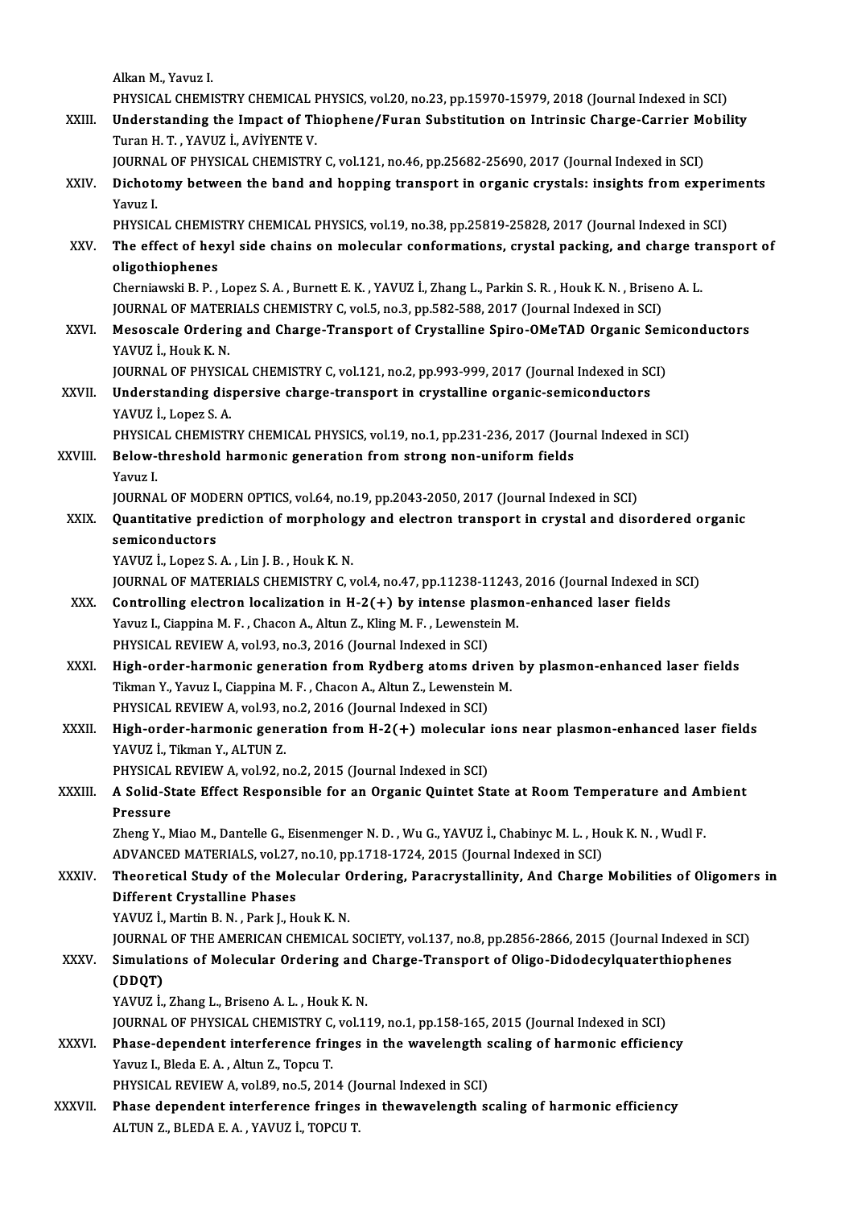Alkan M., Yavuz I.
PHYSICAL CHEMISTRY CHEMICAL PHYSICS, vol.20, no.23, pp.15970-15979, 2018 (Journal Indexed in SCI)

XXIII. **Understanding the Impact of Thiophene/Furan Substitution on Intrinsic Charge-Carrier Mobility**
Turan H. T. , YAVUZ İ., AVİYENTE V.
JOURNAL OF PHYSICAL CHEMISTRY C, vol.121, no.46, pp.25682-25690, 2017 (Journal Indexed in SCI)

XXIV. **Dichotomy between the band and hopping transport in organic crystals: insights from experiments**
Yavuz I.
PHYSICAL CHEMISTRY CHEMICAL PHYSICS, vol.19, no.38, pp.25819-25828, 2017 (Journal Indexed in SCI)

XXV. **The effect of hexyl side chains on molecular conformations, crystal packing, and charge transport of oligothiophenes**
Cherniawski B. P. , Lopez S. A. , Burnett E. K. , YAVUZ İ., Zhang L., Parkin S. R. , Houk K. N. , Briseno A. L.
JOURNAL OF MATERIALS CHEMISTRY C, vol.5, no.3, pp.582-588, 2017 (Journal Indexed in SCI)

XXVI. **Mesoscale Ordering and Charge-Transport of Crystalline Spiro-OMeTAD Organic Semiconductors**
YAVUZ İ., Houk K. N.
JOURNAL OF PHYSICAL CHEMISTRY C, vol.121, no.2, pp.993-999, 2017 (Journal Indexed in SCI)

XXVII. **Understanding dispersive charge-transport in crystalline organic-semiconductors**
YAVUZ İ., Lopez S. A.
PHYSICAL CHEMISTRY CHEMICAL PHYSICS, vol.19, no.1, pp.231-236, 2017 (Journal Indexed in SCI)

XXVIII. **Below-threshold harmonic generation from strong non-uniform fields**
Yavuz I.
JOURNAL OF MODERN OPTICS, vol.64, no.19, pp.2043-2050, 2017 (Journal Indexed in SCI)

XXIX. **Quantitative prediction of morphology and electron transport in crystal and disordered organic semiconductors**
YAVUZ İ., Lopez S. A. , Lin J. B. , Houk K. N.
JOURNAL OF MATERIALS CHEMISTRY C, vol.4, no.47, pp.11238-11243, 2016 (Journal Indexed in SCI)

XXX. **Controlling electron localization in H-2(+) by intense plasmon-enhanced laser fields**
Yavuz I., Ciappina M. F. , Chacon A., Altun Z., Kling M. F. , Lewenstein M.
PHYSICAL REVIEW A, vol.93, no.3, 2016 (Journal Indexed in SCI)

XXXI. **High-order-harmonic generation from Rydberg atoms driven by plasmon-enhanced laser fields**
Tikman Y., Yavuz I., Ciappina M. F. , Chacon A., Altun Z., Lewenstein M.
PHYSICAL REVIEW A, vol.93, no.2, 2016 (Journal Indexed in SCI)

XXXII. **High-order-harmonic generation from H-2(+) molecular ions near plasmon-enhanced laser fields**
YAVUZ İ., Tikman Y., ALTUN Z.
PHYSICAL REVIEW A, vol.92, no.2, 2015 (Journal Indexed in SCI)

XXXIII. **A Solid-State Effect Responsible for an Organic Quintet State at Room Temperature and Ambient Pressure**
Zheng Y., Miao M., Dantelle G., Eisenmenger N. D. , Wu G., YAVUZ İ., Chabinyc M. L. , Houk K. N. , Wudl F.
ADVANCED MATERIALS, vol.27, no.10, pp.1718-1724, 2015 (Journal Indexed in SCI)

XXXIV. **Theoretical Study of the Molecular Ordering, Paracrystallinity, And Charge Mobilities of Oligomers in Different Crystalline Phases**
YAVUZ İ., Martin B. N. , Park J., Houk K. N.
JOURNAL OF THE AMERICAN CHEMICAL SOCIETY, vol.137, no.8, pp.2856-2866, 2015 (Journal Indexed in SCI)

XXXV. **Simulations of Molecular Ordering and Charge-Transport of Oligo-Didodecylquaterthiophenes (DDQT)**
YAVUZ İ., Zhang L., Briseno A. L. , Houk K. N.
JOURNAL OF PHYSICAL CHEMISTRY C, vol.119, no.1, pp.158-165, 2015 (Journal Indexed in SCI)

XXXVI. **Phase-dependent interference fringes in the wavelength scaling of harmonic efficiency**
Yavuz I., Bleda E. A. , Altun Z., Topcu T.
PHYSICAL REVIEW A, vol.89, no.5, 2014 (Journal Indexed in SCI)

XXXVII. **Phase dependent interference fringes in thewavelength scaling of harmonic efficiency**
ALTUN Z., BLEDA E. A. , YAVUZ İ., TOPCU T.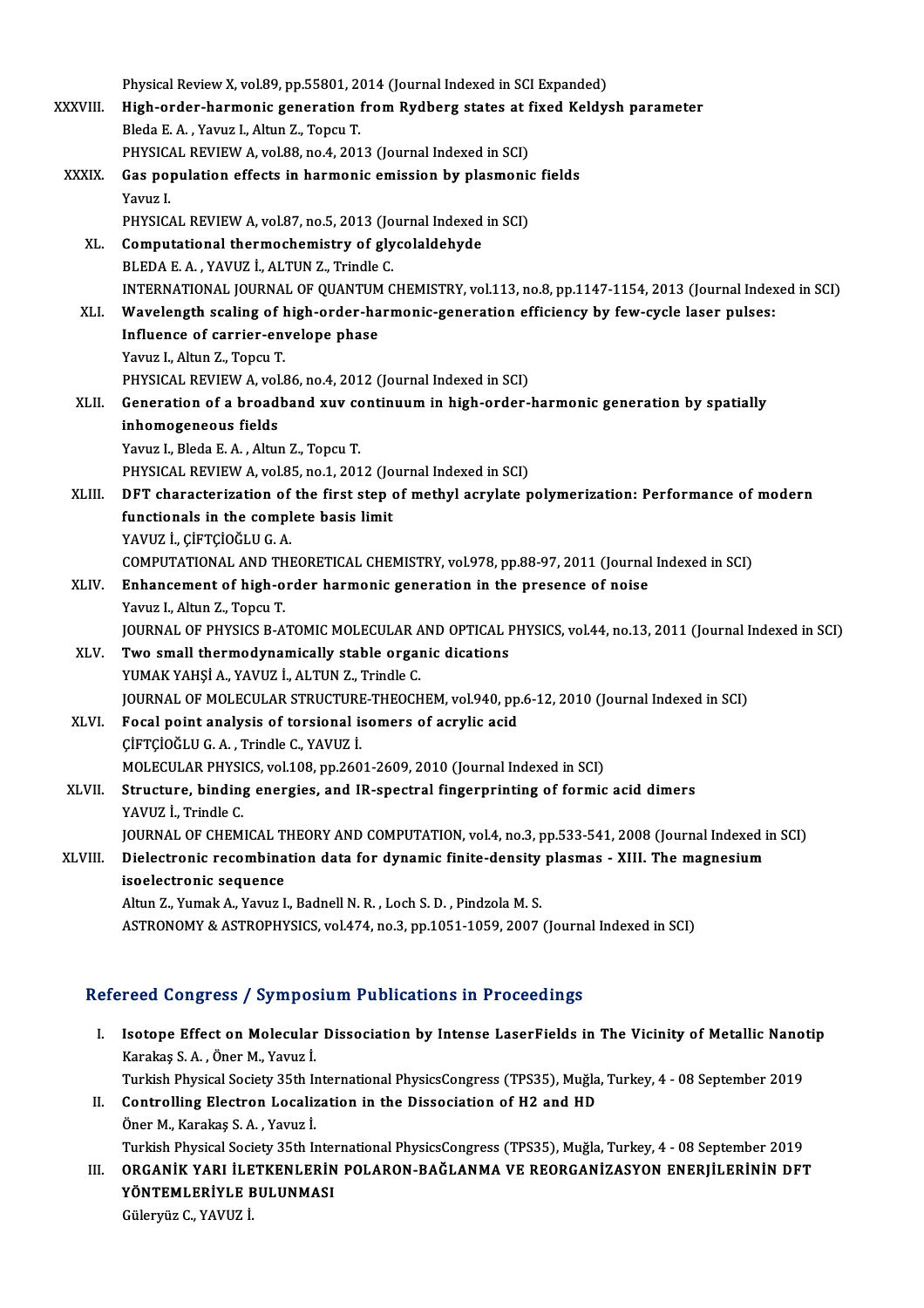Physical Review X, vol.89, pp.55801, 2014 (Journal Indexed in SCI Expanded)

XXXVIII. **High-order-harmonic generation from Rydberg states at fixed Keldysh parameter**
Bleda E. A. , Yavuz I., Altun Z., Topcu T.
PHYSICAL REVIEW A, vol.88, no.4, 2013 (Journal Indexed in SCI)

XXXIX. **Gas population effects in harmonic emission by plasmonic fields**
Yavuz I.
PHYSICAL REVIEW A, vol.87, no.5, 2013 (Journal Indexed in SCI)

XL. **Computational thermochemistry of glycolaldehyde**
BLEDA E. A. , YAVUZ İ., ALTUN Z., Trindle C.
INTERNATIONAL JOURNAL OF QUANTUM CHEMISTRY, vol.113, no.8, pp.1147-1154, 2013 (Journal Indexed in SCI)

XLI. **Wavelength scaling of high-order-harmonic-generation efficiency by few-cycle laser pulses: Influence of carrier-envelope phase**
Yavuz I., Altun Z., Topcu T.
PHYSICAL REVIEW A, vol.86, no.4, 2012 (Journal Indexed in SCI)

XLII. **Generation of a broadband xuv continuum in high-order-harmonic generation by spatially inhomogeneous fields**
Yavuz I., Bleda E. A. , Altun Z., Topcu T.
PHYSICAL REVIEW A, vol.85, no.1, 2012 (Journal Indexed in SCI)

XLIII. **DFT characterization of the first step of methyl acrylate polymerization: Performance of modern functionals in the complete basis limit**
YAVUZ İ., ÇİFTÇİOĞLU G. A.
COMPUTATIONAL AND THEORETICAL CHEMISTRY, vol.978, pp.88-97, 2011 (Journal Indexed in SCI)

XLIV. **Enhancement of high-order harmonic generation in the presence of noise**
Yavuz I., Altun Z., Topcu T.
JOURNAL OF PHYSICS B-ATOMIC MOLECULAR AND OPTICAL PHYSICS, vol.44, no.13, 2011 (Journal Indexed in SCI)

XLV. **Two small thermodynamically stable organic dications**
YUMAK YAHŞİ A., YAVUZ İ., ALTUN Z., Trindle C.
JOURNAL OF MOLECULAR STRUCTURE-THEOCHEM, vol.940, pp.6-12, 2010 (Journal Indexed in SCI)

XLVI. **Focal point analysis of torsional isomers of acrylic acid**
ÇİFTÇİOĞLU G. A. , Trindle C., YAVUZ İ.
MOLECULAR PHYSICS, vol.108, pp.2601-2609, 2010 (Journal Indexed in SCI)

XLVII. **Structure, binding energies, and IR-spectral fingerprinting of formic acid dimers**
YAVUZ İ., Trindle C.
JOURNAL OF CHEMICAL THEORY AND COMPUTATION, vol.4, no.3, pp.533-541, 2008 (Journal Indexed in SCI)

XLVIII. **Dielectronic recombination data for dynamic finite-density plasmas - XIII. The magnesium isoelectronic sequence**
Altun Z., Yumak A., Yavuz I., Badnell N. R. , Loch S. D. , Pindzola M. S.
ASTRONOMY & ASTROPHYSICS, vol.474, no.3, pp.1051-1059, 2007 (Journal Indexed in SCI)

## Refereed Congress / Symposium Publications in Proceedings

I. **Isotope Effect on Molecular Dissociation by Intense LaserFields in The Vicinity of Metallic Nanotip**
Karakaş S. A. , Öner M., Yavuz İ.
Turkish Physical Society 35th International PhysicsCongress (TPS35), Muğla, Turkey, 4 - 08 September 2019

II. **Controlling Electron Localization in the Dissociation of H2 and HD**
Öner M., Karakaş S. A. , Yavuz İ.
Turkish Physical Society 35th International PhysicsCongress (TPS35), Muğla, Turkey, 4 - 08 September 2019

III. **ORGANİK YARI İLETKENLERİN POLARON-BAĞLANMA VE REORGANİZASYON ENERJİLERİNİN DFT YÖNTEMLERİYLE BULUNMASI**
Güleryüz C., YAVUZ İ.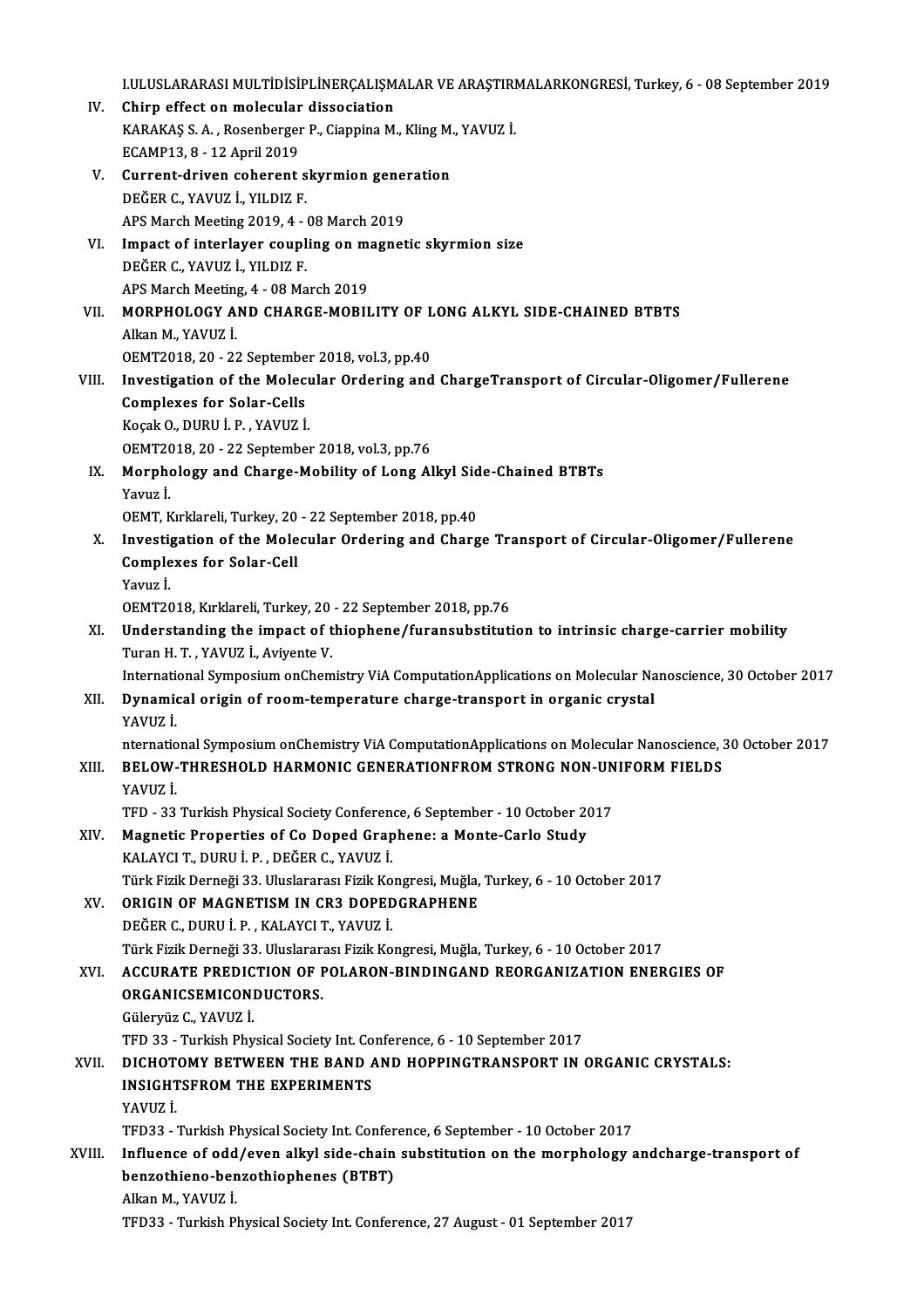I.ULUSLARARASI MULTİDİSİPLİNERÇALIŞMALAR VE ARAŞTIRMALARKONGRESİ, Turkey, 6 - 08 September 2019

IV. **Chirp effect on molecular dissociation**
KARAKAŞ S. A. , Rosenberger P., Ciappina M., Kling M., YAVUZ İ.
ECAMP13, 8 - 12 April 2019

V. **Current-driven coherent skyrmion generation**
DEĞER C., YAVUZ İ., YILDIZ F.
APS March Meeting 2019, 4 - 08 March 2019

VI. **Impact of interlayer coupling on magnetic skyrmion size**
DEĞER C., YAVUZ İ., YILDIZ F.
APS March Meeting, 4 - 08 March 2019

VII. **MORPHOLOGY AND CHARGE-MOBILITY OF LONG ALKYL SIDE-CHAINED BTBTS**
Alkan M., YAVUZ İ.
OEMT2018, 20 - 22 September 2018, vol.3, pp.40

VIII. **Investigation of the Molecular Ordering and ChargeTransport of Circular-Oligomer/Fullerene Complexes for Solar-Cells**
Koçak O., DURU İ. P. , YAVUZ İ.
OEMT2018, 20 - 22 September 2018, vol.3, pp.76

IX. **Morphology and Charge-Mobility of Long Alkyl Side-Chained BTBTs**
Yavuz İ.
OEMT, Kırklareli, Turkey, 20 - 22 September 2018, pp.40

X. **Investigation of the Molecular Ordering and Charge Transport of Circular-Oligomer/Fullerene Complexes for Solar-Cell**
Yavuz İ.
OEMT2018, Kırklareli, Turkey, 20 - 22 September 2018, pp.76

XI. **Understanding the impact of thiophene/furansubstitution to intrinsic charge-carrier mobility**
Turan H. T. , YAVUZ İ., Aviyente V.
International Symposium onChemistry ViA ComputationApplications on Molecular Nanoscience, 30 October 2017

XII. **Dynamical origin of room-temperature charge-transport in organic crystal**
YAVUZ İ.
nternational Symposium onChemistry ViA ComputationApplications on Molecular Nanoscience, 30 October 2017

XIII. **BELOW-THRESHOLD HARMONIC GENERATIONFROM STRONG NON-UNIFORM FIELDS**
YAVUZ İ.
TFD - 33 Turkish Physical Society Conference, 6 September - 10 October 2017

XIV. **Magnetic Properties of Co Doped Graphene: a Monte-Carlo Study**
KALAYCI T., DURU İ. P. , DEĞER C., YAVUZ İ.
Türk Fizik Derneği 33. Uluslararası Fizik Kongresi, Muğla, Turkey, 6 - 10 October 2017

XV. **ORIGIN OF MAGNETISM IN CR3 DOPEDGRAPHENE**
DEĞER C., DURU İ. P. , KALAYCI T., YAVUZ İ.
Türk Fizik Derneği 33. Uluslararası Fizik Kongresi, Muğla, Turkey, 6 - 10 October 2017

XVI. **ACCURATE PREDICTION OF POLARON-BINDINGAND REORGANIZATION ENERGIES OF ORGANICSEMICONDUCTORS.**
Güleryüz C., YAVUZ İ.
TFD 33 - Turkish Physical Society Int. Conference, 6 - 10 September 2017

XVII. **DICHOTOMY BETWEEN THE BAND AND HOPPINGTRANSPORT IN ORGANIC CRYSTALS: INSIGHTSFROM THE EXPERIMENTS**
YAVUZ İ.
TFD33 - Turkish Physical Society Int. Conference, 6 September - 10 October 2017

XVIII. **Influence of odd/even alkyl side-chain substitution on the morphology andcharge-transport of benzothieno-benzothiophenes (BTBT)**
Alkan M., YAVUZ İ.
TFD33 - Turkish Physical Society Int. Conference, 27 August - 01 September 2017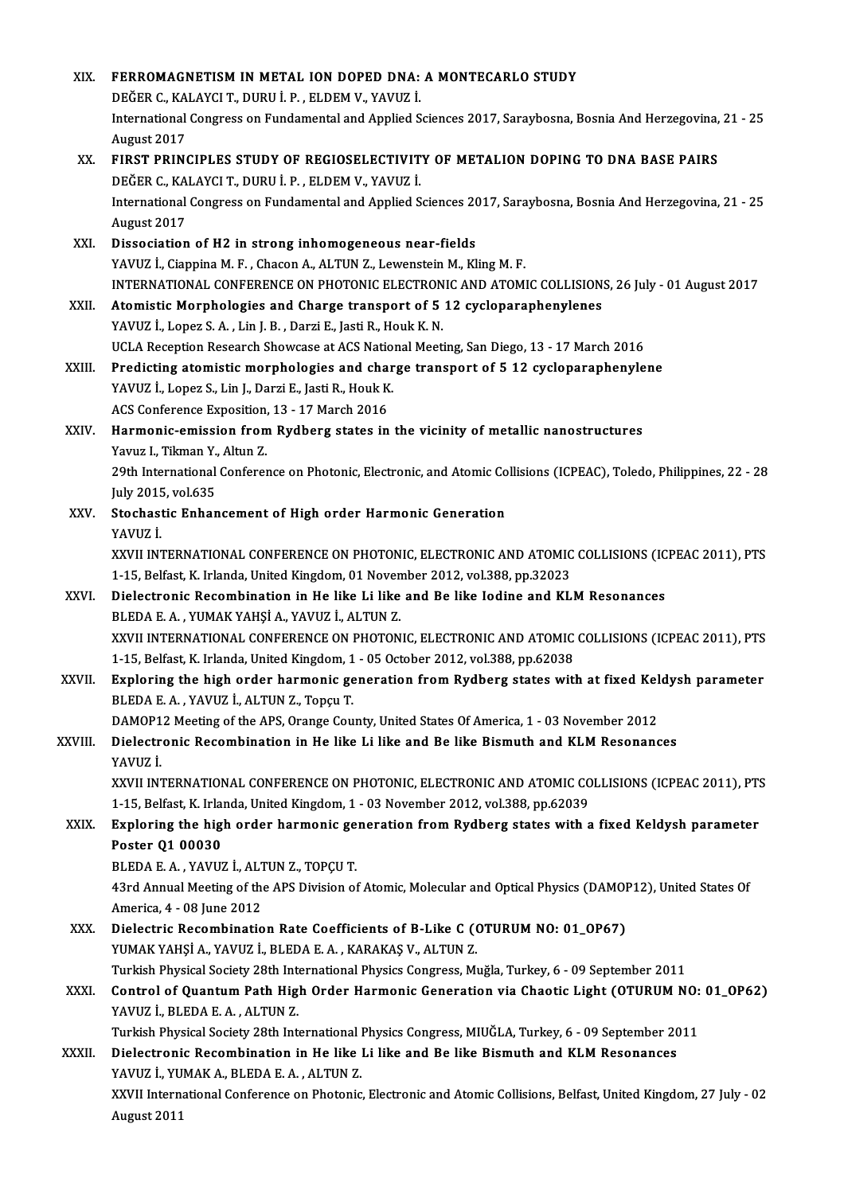XIX. **FERROMAGNETISM IN METAL ION DOPED DNA: A MONTECARLO STUDY**
DEĞER C., KALAYCI T., DURU İ. P. , ELDEM V., YAVUZ İ.
International Congress on Fundamental and Applied Sciences 2017, Saraybosna, Bosnia And Herzegovina, 21 - 25 August 2017

XX. **FIRST PRINCIPLES STUDY OF REGIOSELECTIVITY OF METALION DOPING TO DNA BASE PAIRS**
DEĞER C., KALAYCI T., DURU İ. P. , ELDEM V., YAVUZ İ.
International Congress on Fundamental and Applied Sciences 2017, Saraybosna, Bosnia And Herzegovina, 21 - 25 August 2017

XXI. **Dissociation of H2 in strong inhomogeneous near-fields**
YAVUZ İ., Ciappina M. F. , Chacon A., ALTUN Z., Lewenstein M., Kling M. F.
INTERNATIONAL CONFERENCE ON PHOTONIC ELECTRONIC AND ATOMIC COLLISIONS, 26 July - 01 August 2017

XXII. **Atomistic Morphologies and Charge transport of 5 12 cycloparaphenylenes**
YAVUZ İ., Lopez S. A. , Lin J. B. , Darzi E., Jasti R., Houk K. N.
UCLA Reception Research Showcase at ACS National Meeting, San Diego, 13 - 17 March 2016

XXIII. **Predicting atomistic morphologies and charge transport of 5 12 cycloparaphenylene**
YAVUZ İ., Lopez S., Lin J., Darzi E., Jasti R., Houk K.
ACS Conference Exposition, 13 - 17 March 2016

XXIV. **Harmonic-emission from Rydberg states in the vicinity of metallic nanostructures**
Yavuz I., Tikman Y., Altun Z.
29th International Conference on Photonic, Electronic, and Atomic Collisions (ICPEAC), Toledo, Philippines, 22 - 28 July 2015, vol.635

XXV. **Stochastic Enhancement of High order Harmonic Generation**
YAVUZ İ.
XXVII INTERNATIONAL CONFERENCE ON PHOTONIC, ELECTRONIC AND ATOMIC COLLISIONS (ICPEAC 2011), PTS 1-15, Belfast, K. Irlanda, United Kingdom, 01 November 2012, vol.388, pp.32023

XXVI. **Dielectronic Recombination in He like Li like and Be like Iodine and KLM Resonances**
BLEDA E. A. , YUMAK YAHŞİ A., YAVUZ İ., ALTUN Z.
XXVII INTERNATIONAL CONFERENCE ON PHOTONIC, ELECTRONIC AND ATOMIC COLLISIONS (ICPEAC 2011), PTS 1-15, Belfast, K. Irlanda, United Kingdom, 1 - 05 October 2012, vol.388, pp.62038

XXVII. **Exploring the high order harmonic generation from Rydberg states with at fixed Keldysh parameter**
BLEDA E. A. , YAVUZ İ., ALTUN Z., Topçu T.
DAMOP12 Meeting of the APS, Orange County, United States Of America, 1 - 03 November 2012

XXVIII. **Dielectronic Recombination in He like Li like and Be like Bismuth and KLM Resonances**
YAVUZ İ.
XXVII INTERNATIONAL CONFERENCE ON PHOTONIC, ELECTRONIC AND ATOMIC COLLISIONS (ICPEAC 2011), PTS 1-15, Belfast, K. Irlanda, United Kingdom, 1 - 03 November 2012, vol.388, pp.62039

XXIX. **Exploring the high order harmonic generation from Rydberg states with a fixed Keldysh parameter Poster Q1 00030**
BLEDA E. A. , YAVUZ İ., ALTUN Z., TOPÇU T.
43rd Annual Meeting of the APS Division of Atomic, Molecular and Optical Physics (DAMOP12), United States Of America, 4 - 08 June 2012

XXX. **Dielectric Recombination Rate Coefficients of B-Like C (OTURUM NO: 01_OP67)**
YUMAK YAHŞİ A., YAVUZ İ., BLEDA E. A. , KARAKAŞ V., ALTUN Z.
Turkish Physical Society 28th International Physics Congress, Muğla, Turkey, 6 - 09 September 2011

XXXI. **Control of Quantum Path High Order Harmonic Generation via Chaotic Light (OTURUM NO: 01_OP62)**
YAVUZ İ., BLEDA E. A. , ALTUN Z.
Turkish Physical Society 28th International Physics Congress, MIUĞLA, Turkey, 6 - 09 September 2011

XXXII. **Dielectronic Recombination in He like Li like and Be like Bismuth and KLM Resonances**
YAVUZ İ., YUMAK A., BLEDA E. A. , ALTUN Z.
XXVII International Conference on Photonic, Electronic and Atomic Collisions, Belfast, United Kingdom, 27 July - 02 August 2011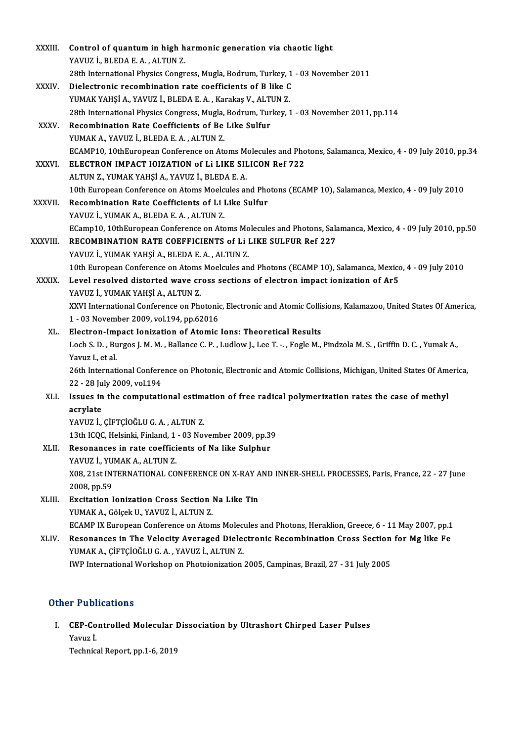XXXIII. **Control of quantum in high harmonic generation via chaotic light**
YAVUZ İ., BLEDA E. A. , ALTUN Z.
28th International Physics Congress, Mugla, Bodrum, Turkey, 1 - 03 November 2011

XXXIV. **Dielectronic recombination rate coefficients of B like C**
YUMAK YAHŞİ A., YAVUZ İ., BLEDA E. A. , Karakaş V., ALTUN Z.
28th International Physics Congress, Mugla, Bodrum, Turkey, 1 - 03 November 2011, pp.114

XXXV. **Recombination Rate Coefficients of Be Like Sulfur**
YUMAK A., YAVUZ İ., BLEDA E. A. , ALTUN Z.
ECAMP10, 10thEuropean Conference on Atoms Molecules and Photons, Salamanca, Mexico, 4 - 09 July 2010, pp.34

XXXVI. **ELECTRON IMPACT IOIZATION of Li LIKE SILICON Ref 722**
ALTUN Z., YUMAK YAHŞİ A., YAVUZ İ., BLEDA E. A.
10th European Conference on Atoms Moelcules and Photons (ECAMP 10), Salamanca, Mexico, 4 - 09 July 2010

XXXVII. **Recombination Rate Coefficients of Li Like Sulfur**
YAVUZ İ., YUMAK A., BLEDA E. A. , ALTUN Z.
ECamp10, 10thEuropean Conference on Atoms Molecules and Photons, Salamanca, Mexico, 4 - 09 July 2010, pp.50

XXXVIII. **RECOMBINATION RATE COEFFICIENTS of Li LIKE SULFUR Ref 227**
YAVUZ İ., YUMAK YAHŞİ A., BLEDA E. A. , ALTUN Z.
10th European Conference on Atoms Moelcules and Photons (ECAMP 10), Salamanca, Mexico, 4 - 09 July 2010

XXXIX. **Level resolved distorted wave cross sections of electron impact ionization of Ar5**
YAVUZ İ., YUMAK YAHŞİ A., ALTUN Z.
XXVI International Conference on Photonic, Electronic and Atomic Collisions, Kalamazoo, United States Of America, 1 - 03 November 2009, vol.194, pp.62016

XL. **Electron-Impact Ionization of Atomic Ions: Theoretical Results**
Loch S. D. , Burgos J. M. M. , Ballance C. P. , Ludlow J., Lee T. -. , Fogle M., Pindzola M. S. , Griffin D. C. , Yumak A., Yavuz I., et al.
26th International Conference on Photonic, Electronic and Atomic Collisions, Michigan, United States Of America, 22 - 28 July 2009, vol.194

XLI. **Issues in the computational estimation of free radical polymerization rates the case of methyl acrylate**
YAVUZ İ., ÇİFTÇİOĞLU G. A. , ALTUN Z.
13th ICQC, Helsinki, Finland, 1 - 03 November 2009, pp.39

XLII. **Resonances in rate coefficients of Na like Sulphur**
YAVUZ İ., YUMAK A., ALTUN Z.
X08, 21st INTERNATIONAL CONFERENCE ON X-RAY AND INNER-SHELL PROCESSES, Paris, France, 22 - 27 June 2008, pp.59

XLIII. **Excitation Ionization Cross Section Na Like Tin**
YUMAK A., Gölçek U., YAVUZ İ., ALTUN Z.
ECAMP IX European Conference on Atoms Molecules and Photons, Heraklion, Greece, 6 - 11 May 2007, pp.1

XLIV. **Resonances in The Velocity Averaged Dielectronic Recombination Cross Section for Mg like Fe**
YUMAK A., ÇİFTÇİOĞLU G. A. , YAVUZ İ., ALTUN Z.
IWP International Workshop on Photoionization 2005, Campinas, Brazil, 27 - 31 July 2005

## Other Publications

I. **CEP-Controlled Molecular Dissociation by Ultrashort Chirped Laser Pulses**
Yavuz İ.
Technical Report, pp.1-6, 2019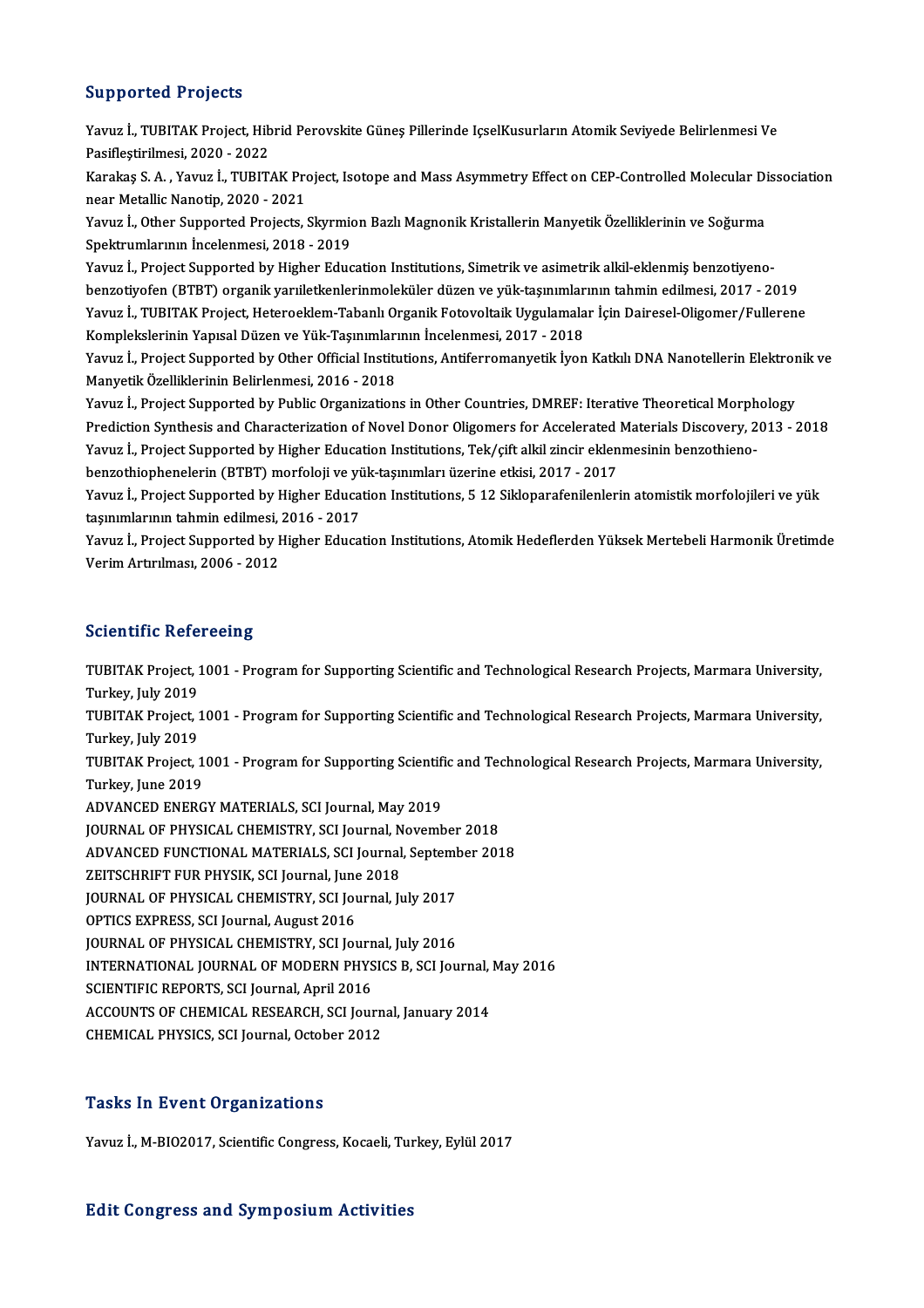## Supported Projects

Yavuz İ., TUBITAK Project, Hibrid Perovskite Güneş Pillerinde IçselKusurların Atomik Seviyede Belirlenmesi Ve Pasifleştirilmesi, 2020 - 2022

Karakaş S. A. , Yavuz İ., TUBITAK Project, Isotope and Mass Asymmetry Effect on CEP-Controlled Molecular Dissociation near Metallic Nanotip, 2020 - 2021

Yavuz İ., Other Supported Projects, Skyrmion Bazlı Magnonik Kristallerin Manyetik Özelliklerinin ve Soğurma Spektrumlarının İncelenmesi, 2018 - 2019

Yavuz İ., Project Supported by Higher Education Institutions, Simetrik ve asimetrik alkil-eklenmiş benzotiyeno-benzotiyofen (BTBT) organik yarıiletkenlerinmoleküler düzen ve yük-taşınımlarının tahmin edilmesi, 2017 - 2019

Yavuz İ., TUBITAK Project, Heteroeklem-Tabanlı Organik Fotovoltaik Uygulamalar İçin Dairesel-Oligomer/Fullerene Komplekslerinin Yapısal Düzen ve Yük-Taşınımlarının İncelenmesi, 2017 - 2018

Yavuz İ., Project Supported by Other Official Institutions, Antiferromanyetik İyon Katkılı DNA Nanotellerin Elektronik ve Manyetik Özelliklerinin Belirlenmesi, 2016 - 2018

Yavuz İ., Project Supported by Public Organizations in Other Countries, DMREF: Iterative Theoretical Morphology Prediction Synthesis and Characterization of Novel Donor Oligomers for Accelerated Materials Discovery, 2013 - 2018

Yavuz İ., Project Supported by Higher Education Institutions, Tek/çift alkil zincir eklenmesinin benzothieno-benzothiophenelerin (BTBT) morfoloji ve yük-taşınımları üzerine etkisi, 2017 - 2017

Yavuz İ., Project Supported by Higher Education Institutions, 5 12 Sikloparafenilenlerin atomistik morfolojileri ve yük taşınımlarının tahmin edilmesi, 2016 - 2017

Yavuz İ., Project Supported by Higher Education Institutions, Atomik Hedeflerden Yüksek Mertebeli Harmonik Üretimde Verim Artırılması, 2006 - 2012

## Scientific Refereeing

TUBITAK Project, 1001 - Program for Supporting Scientific and Technological Research Projects, Marmara University, Turkey, July 2019

TUBITAK Project, 1001 - Program for Supporting Scientific and Technological Research Projects, Marmara University, Turkey, July 2019

TUBITAK Project, 1001 - Program for Supporting Scientific and Technological Research Projects, Marmara University, Turkey, June 2019

ADVANCED ENERGY MATERIALS, SCI Journal, May 2019

JOURNAL OF PHYSICAL CHEMISTRY, SCI Journal, November 2018

ADVANCED FUNCTIONAL MATERIALS, SCI Journal, September 2018

ZEITSCHRIFT FUR PHYSIK, SCI Journal, June 2018

JOURNAL OF PHYSICAL CHEMISTRY, SCI Journal, July 2017

OPTICS EXPRESS, SCI Journal, August 2016

JOURNAL OF PHYSICAL CHEMISTRY, SCI Journal, July 2016

INTERNATIONAL JOURNAL OF MODERN PHYSICS B, SCI Journal, May 2016

SCIENTIFIC REPORTS, SCI Journal, April 2016

ACCOUNTS OF CHEMICAL RESEARCH, SCI Journal, January 2014

CHEMICAL PHYSICS, SCI Journal, October 2012

## Tasks In Event Organizations

Yavuz İ., M-BIO2017, Scientific Congress, Kocaeli, Turkey, Eylül 2017

## Edit Congress and Symposium Activities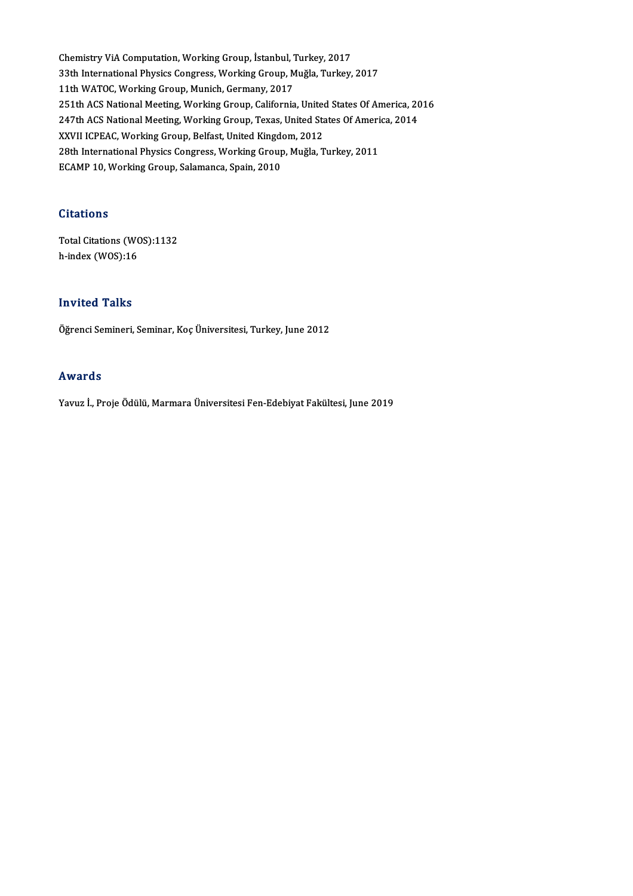Chemistry ViA Computation, Working Group, İstanbul, Turkey, 2017
33th International Physics Congress, Working Group, Muğla, Turkey, 2017
11th WATOC, Working Group, Munich, Germany, 2017
251th ACS National Meeting, Working Group, California, United States Of America, 2016
247th ACS National Meeting, Working Group, Texas, United States Of America, 2014
XXVII ICPEAC, Working Group, Belfast, United Kingdom, 2012
28th International Physics Congress, Working Group, Muğla, Turkey, 2011
ECAMP 10, Working Group, Salamanca, Spain, 2010

## Citations

Total Citations (WOS):1132
h-index (WOS):16

## Invited Talks

Öğrenci Semineri, Seminar, Koç Üniversitesi, Turkey, June 2012

## Awards

Yavuz İ., Proje Ödülü, Marmara Üniversitesi Fen-Edebiyat Fakültesi, June 2019